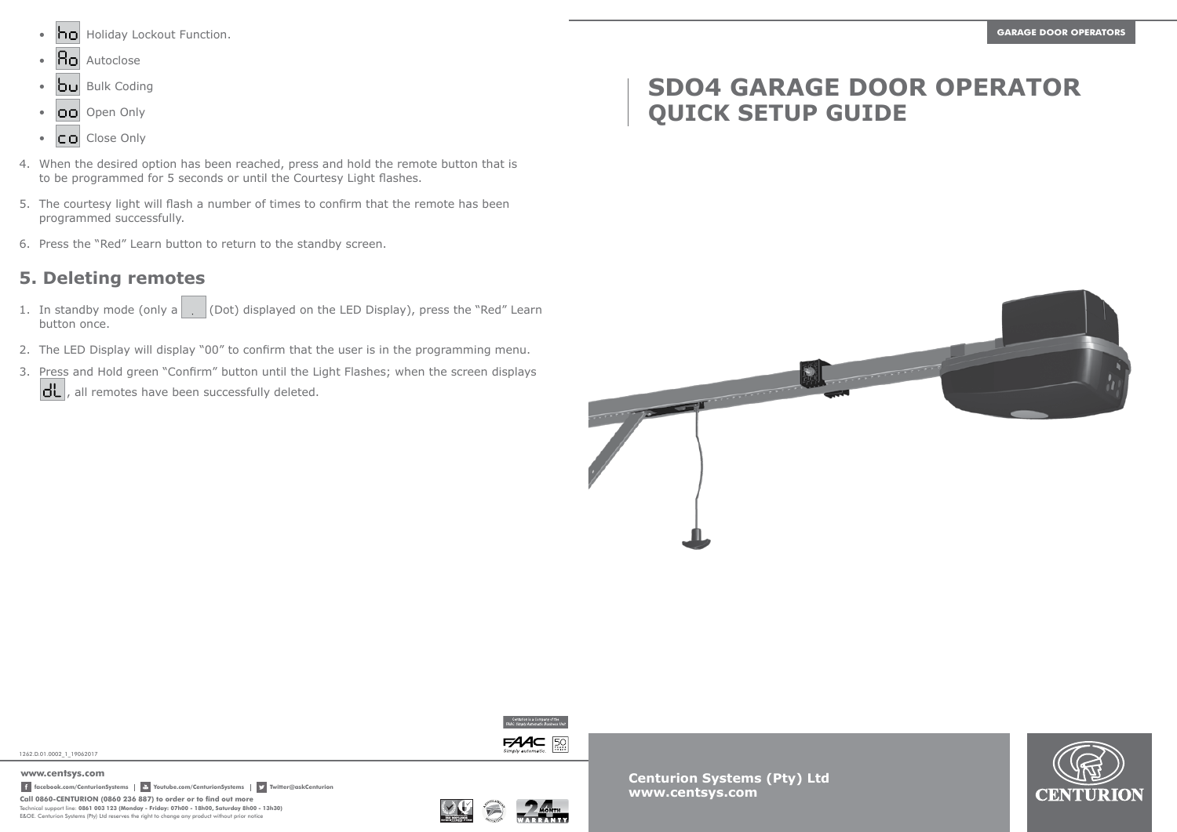- ho Holiday Lockout Function.
- Ao Autoclose
- bu Bulk Coding
- oo Open Only
- co Close Only

4. When the desired option has been reached, press and hold the remote button that is to be programmed for 5 seconds or until the Courtesy Light flashes.
5. The courtesy light will flash a number of times to confirm that the remote has been programmed successfully.
6. Press the “Red” Learn button to return to the standby screen.

## 5. Deleting remotes

1. In standby mode (only a . (Dot) displayed on the LED Display), press the “Red” Learn button once.
2. The LED Display will display “00” to confirm that the user is in the programming menu.
3. Press and Hold green “Confirm” button until the Light Flashes; when the screen displays dL, all remotes have been successfully deleted.

1262.D.01.0002_1_19062017

www.centsys.com

facebook.com/CenturionSystems | Youtube.com/CenturionSystems | Twitter@askCenturion

**Call 0860-CENTURION (0860 236 887) to order or to find out more**

Technical support line: **0861 003 123 (Monday - Friday: 07h00 - 18h00, Saturday 8h00 - 13h30)**

E&OE. Centurion Systems (Pty) Ltd reserves the right to change any product without prior notice

Centurion is a company of the FAAC Simply Automatic Business Unit

GARAGE DOOR OPERATORS

# SDO4 GARAGE DOOR OPERATOR QUICK SETUP GUIDE

**Centurion Systems (Pty) Ltd**
**www.centsys.com**

CENTURION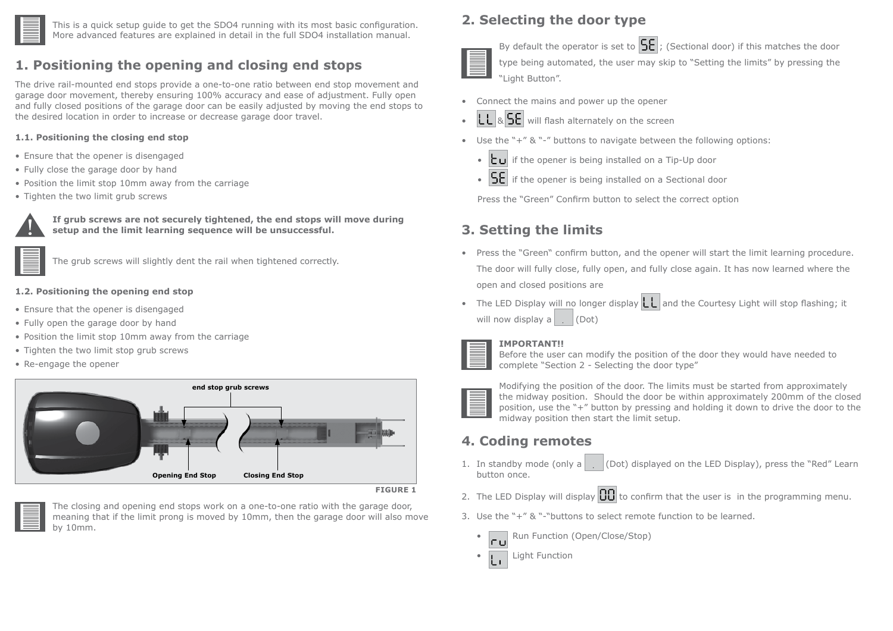This is a quick setup guide to get the SDO4 running with its most basic configuration. More advanced features are explained in detail in the full SDO4 installation manual.

## 1. Positioning the opening and closing end stops

The drive rail-mounted end stops provide a one-to-one ratio between end stop movement and garage door movement, thereby ensuring 100% accuracy and ease of adjustment. Fully open and fully closed positions of the garage door can be easily adjusted by moving the end stops to the desired location in order to increase or decrease garage door travel.

### 1.1. Positioning the closing end stop

- Ensure that the opener is disengaged
- Fully close the garage door by hand
- Position the limit stop 10mm away from the carriage
- Tighten the two limit grub screws

**If grub screws are not securely tightened, the end stops will move during setup and the limit learning sequence will be unsuccessful.**

The grub screws will slightly dent the rail when tightened correctly.

### 1.2. Positioning the opening end stop

- Ensure that the opener is disengaged
- Fully open the garage door by hand
- Position the limit stop 10mm away from the carriage
- Tighten the two limit stop grub screws
- Re-engage the opener

end stop grub screws

Opening End Stop

Closing End Stop

**FIGURE 1**

The closing and opening end stops work on a one-to-one ratio with the garage door, meaning that if the limit prong is moved by 10mm, then the garage door will also move by 10mm.

## 2. Selecting the door type

By default the operator is set to SE; (Sectional door) if this matches the door type being automated, the user may skip to "Setting the limits" by pressing the "Light Button".

- Connect the mains and power up the opener
- LL & SE will flash alternately on the screen
- Use the "+" & "-" buttons to navigate between the following options:
  - tu if the opener is being installed on a Tip-Up door
  - SE if the opener is being installed on a Sectional door

  Press the "Green" Confirm button to select the correct option

## 3. Setting the limits

- Press the "Green" confirm button, and the opener will start the limit learning procedure. The door will fully close, fully open, and fully close again. It has now learned where the open and closed positions are
- The LED Display will no longer display LL and the Courtesy Light will stop flashing; it will now display a . (Dot)

**IMPORTANT!!**
Before the user can modify the position of the door they would have needed to complete "Section 2 - Selecting the door type"

Modifying the position of the door. The limits must be started from approximately the midway position. Should the door be within approximately 200mm of the closed position, use the "+" button by pressing and holding it down to drive the door to the midway position then start the limit setup.

## 4. Coding remotes

1. In standby mode (only a . (Dot) displayed on the LED Display), press the "Red" Learn button once.
2. The LED Display will display 00 to confirm that the user is in the programming menu.
3. Use the "+" & "-"buttons to select remote function to be learned.
   - ru Run Function (Open/Close/Stop)
   - Li Light Function